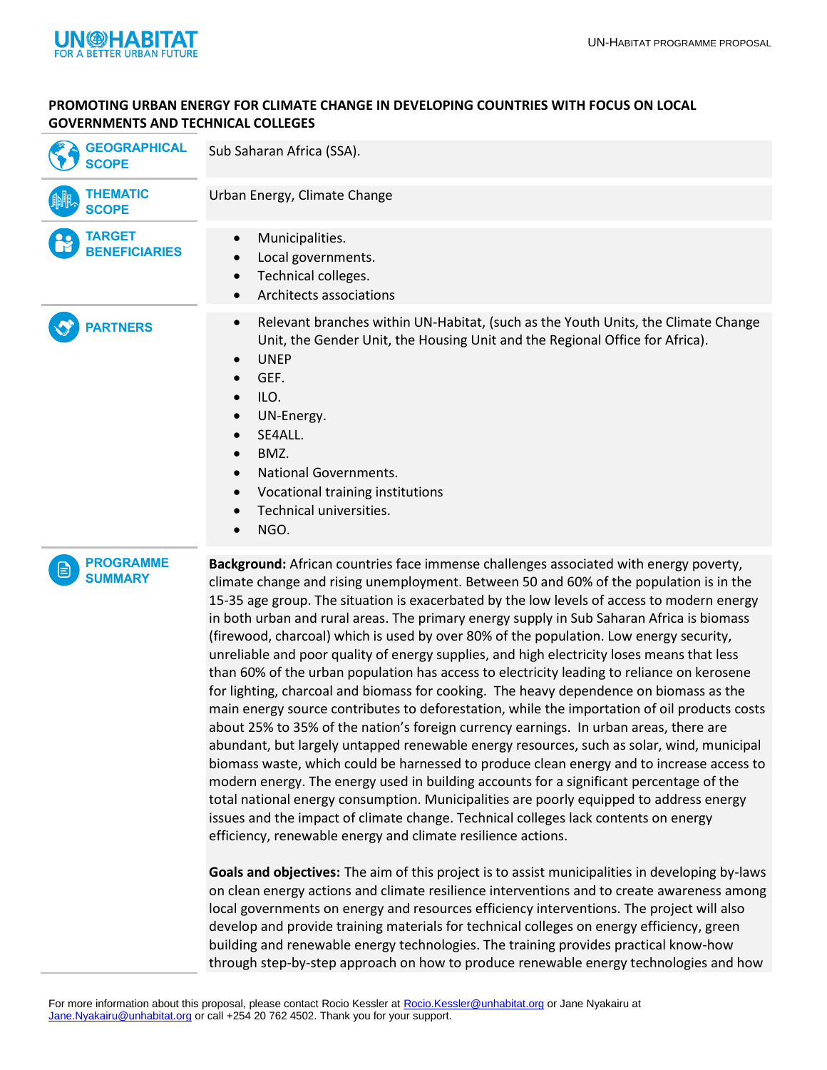# PROMOTING URBAN ENERGY FOR CLIMATE CHANGE IN DEVELOPING COUNTRIES WITH FOCUS ON LOCAL GOVERNMENTS AND TECHNICAL COLLEGES

| | |
|---|---|
| **GEOGRAPHICAL SCOPE** | Sub Saharan Africa (SSA). |
| **THEMATIC SCOPE** | Urban Energy, Climate Change |
| **TARGET BENEFICIARIES** | • Municipalities.<br>• Local governments.<br>• Technical colleges.<br>• Architects associations |
| **PARTNERS** | • Relevant branches within UN-Habitat, (such as the Youth Units, the Climate Change Unit, the Gender Unit, the Housing Unit and the Regional Office for Africa).<br>• UNEP<br>• GEF.<br>• ILO.<br>• UN-Energy.<br>• SE4ALL.<br>• BMZ.<br>• National Governments.<br>• Vocational training institutions<br>• Technical universities.<br>• NGO. |

## PROGRAMME SUMMARY

**Background:** African countries face immense challenges associated with energy poverty, climate change and rising unemployment. Between 50 and 60% of the population is in the 15-35 age group. The situation is exacerbated by the low levels of access to modern energy in both urban and rural areas. The primary energy supply in Sub Saharan Africa is biomass (firewood, charcoal) which is used by over 80% of the population. Low energy security, unreliable and poor quality of energy supplies, and high electricity loses means that less than 60% of the urban population has access to electricity leading to reliance on kerosene for lighting, charcoal and biomass for cooking. The heavy dependence on biomass as the main energy source contributes to deforestation, while the importation of oil products costs about 25% to 35% of the nation's foreign currency earnings. In urban areas, there are abundant, but largely untapped renewable energy resources, such as solar, wind, municipal biomass waste, which could be harnessed to produce clean energy and to increase access to modern energy. The energy used in building accounts for a significant percentage of the total national energy consumption. Municipalities are poorly equipped to address energy issues and the impact of climate change. Technical colleges lack contents on energy efficiency, renewable energy and climate resilience actions.

**Goals and objectives:** The aim of this project is to assist municipalities in developing by-laws on clean energy actions and climate resilience interventions and to create awareness among local governments on energy and resources efficiency interventions. The project will also develop and provide training materials for technical colleges on energy efficiency, green building and renewable energy technologies. The training provides practical know-how through step-by-step approach on how to produce renewable energy technologies and how

For more information about this proposal, please contact Rocio Kessler at Rocio.Kessler@unhabitat.org or Jane Nyakairu at Jane.Nyakairu@unhabitat.org or call +254 20 762 4502. Thank you for your support.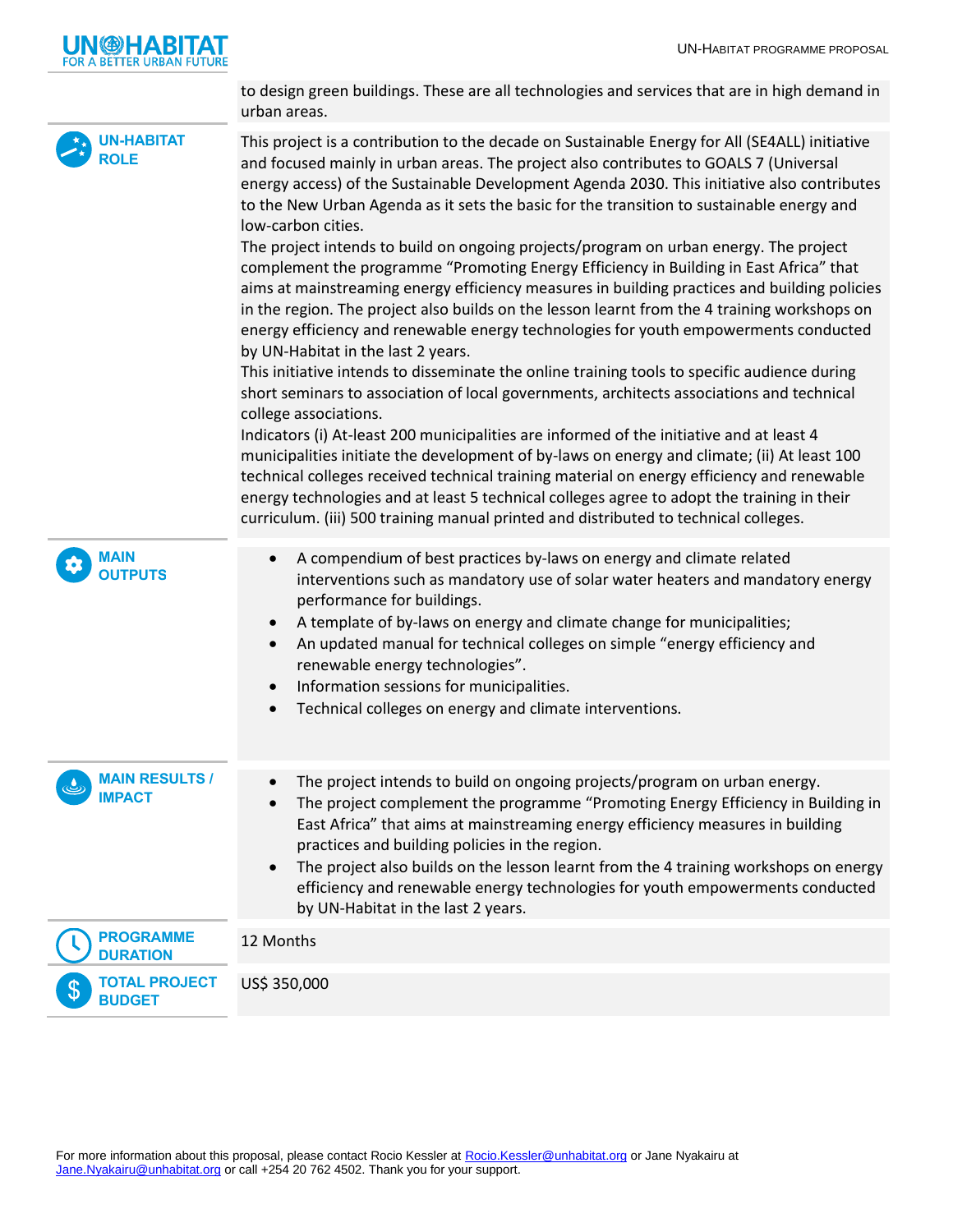to design green buildings. These are all technologies and services that are in high demand in urban areas.

## UN-HABITAT ROLE

This project is a contribution to the decade on Sustainable Energy for All (SE4ALL) initiative and focused mainly in urban areas. The project also contributes to GOALS 7 (Universal energy access) of the Sustainable Development Agenda 2030. This initiative also contributes to the New Urban Agenda as it sets the basic for the transition to sustainable energy and low-carbon cities.

The project intends to build on ongoing projects/program on urban energy. The project complement the programme "Promoting Energy Efficiency in Building in East Africa" that aims at mainstreaming energy efficiency measures in building practices and building policies in the region. The project also builds on the lesson learnt from the 4 training workshops on energy efficiency and renewable energy technologies for youth empowerments conducted by UN-Habitat in the last 2 years.

This initiative intends to disseminate the online training tools to specific audience during short seminars to association of local governments, architects associations and technical college associations.

Indicators (i) At-least 200 municipalities are informed of the initiative and at least 4 municipalities initiate the development of by-laws on energy and climate; (ii) At least 100 technical colleges received technical training material on energy efficiency and renewable energy technologies and at least 5 technical colleges agree to adopt the training in their curriculum. (iii) 500 training manual printed and distributed to technical colleges.

## MAIN OUTPUTS

- A compendium of best practices by-laws on energy and climate related interventions such as mandatory use of solar water heaters and mandatory energy performance for buildings.
- A template of by-laws on energy and climate change for municipalities;
- An updated manual for technical colleges on simple "energy efficiency and renewable energy technologies".
- Information sessions for municipalities.
- Technical colleges on energy and climate interventions.

## MAIN RESULTS / IMPACT

- The project intends to build on ongoing projects/program on urban energy.
- The project complement the programme "Promoting Energy Efficiency in Building in East Africa" that aims at mainstreaming energy efficiency measures in building practices and building policies in the region.
- The project also builds on the lesson learnt from the 4 training workshops on energy efficiency and renewable energy technologies for youth empowerments conducted by UN-Habitat in the last 2 years.

## PROGRAMME DURATION

12 Months

## TOTAL PROJECT BUDGET

US$ 350,000

For more information about this proposal, please contact Rocio Kessler at Rocio.Kessler@unhabitat.org or Jane Nyakairu at Jane.Nyakairu@unhabitat.org or call +254 20 762 4502. Thank you for your support.